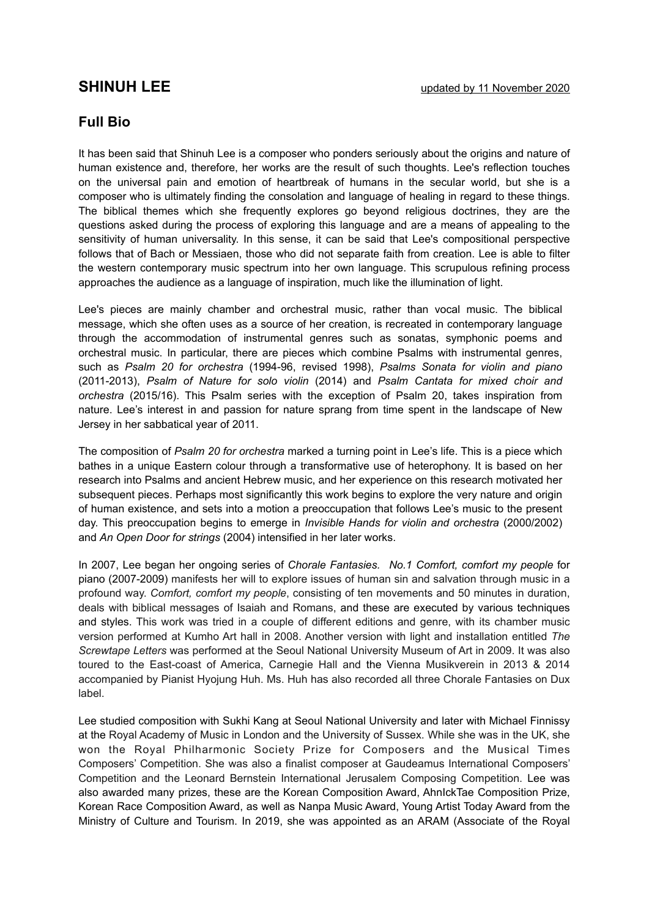# SHINUH LEE

updated by 11 November 2020

## Full Bio

It has been said that Shinuh Lee is a composer who ponders seriously about the origins and nature of human existence and, therefore, her works are the result of such thoughts. Lee's reflection touches on the universal pain and emotion of heartbreak of humans in the secular world, but she is a composer who is ultimately finding the consolation and language of healing in regard to these things. The biblical themes which she frequently explores go beyond religious doctrines, they are the questions asked during the process of exploring this language and are a means of appealing to the sensitivity of human universality. In this sense, it can be said that Lee's compositional perspective follows that of Bach or Messiaen, those who did not separate faith from creation. Lee is able to filter the western contemporary music spectrum into her own language. This scrupulous refining process approaches the audience as a language of inspiration, much like the illumination of light.

Lee's pieces are mainly chamber and orchestral music, rather than vocal music. The biblical message, which she often uses as a source of her creation, is recreated in contemporary language through the accommodation of instrumental genres such as sonatas, symphonic poems and orchestral music. In particular, there are pieces which combine Psalms with instrumental genres, such as *Psalm 20 for orchestra* (1994-96, revised 1998), *Psalms Sonata for violin and piano* (2011-2013), *Psalm of Nature for solo violin* (2014) and *Psalm Cantata for mixed choir and orchestra* (2015/16). This Psalm series with the exception of Psalm 20, takes inspiration from nature. Lee's interest in and passion for nature sprang from time spent in the landscape of New Jersey in her sabbatical year of 2011.

The composition of *Psalm 20 for orchestra* marked a turning point in Lee's life. This is a piece which bathes in a unique Eastern colour through a transformative use of heterophony. It is based on her research into Psalms and ancient Hebrew music, and her experience on this research motivated her subsequent pieces. Perhaps most significantly this work begins to explore the very nature and origin of human existence, and sets into a motion a preoccupation that follows Lee's music to the present day. This preoccupation begins to emerge in *Invisible Hands for violin and orchestra* (2000/2002) and *An Open Door for strings* (2004) intensified in her later works.

In 2007, Lee began her ongoing series of *Chorale Fantasies. No.1 Comfort, comfort my people* for piano (2007-2009) manifests her will to explore issues of human sin and salvation through music in a profound way. *Comfort, comfort my people*, consisting of ten movements and 50 minutes in duration, deals with biblical messages of Isaiah and Romans, and these are executed by various techniques and styles. This work was tried in a couple of different editions and genre, with its chamber music version performed at Kumho Art hall in 2008. Another version with light and installation entitled *The Screwtape Letters* was performed at the Seoul National University Museum of Art in 2009. It was also toured to the East-coast of America, Carnegie Hall and the Vienna Musikverein in 2013 & 2014 accompanied by Pianist Hyojung Huh. Ms. Huh has also recorded all three Chorale Fantasies on Dux label.

Lee studied composition with Sukhi Kang at Seoul National University and later with Michael Finnissy at the Royal Academy of Music in London and the University of Sussex. While she was in the UK, she won the Royal Philharmonic Society Prize for Composers and the Musical Times Composers' Competition. She was also a finalist composer at Gaudeamus International Composers' Competition and the Leonard Bernstein International Jerusalem Composing Competition. Lee was also awarded many prizes, these are the Korean Composition Award, AhnIckTae Composition Prize, Korean Race Composition Award, as well as Nanpa Music Award, Young Artist Today Award from the Ministry of Culture and Tourism. In 2019, she was appointed as an ARAM (Associate of the Royal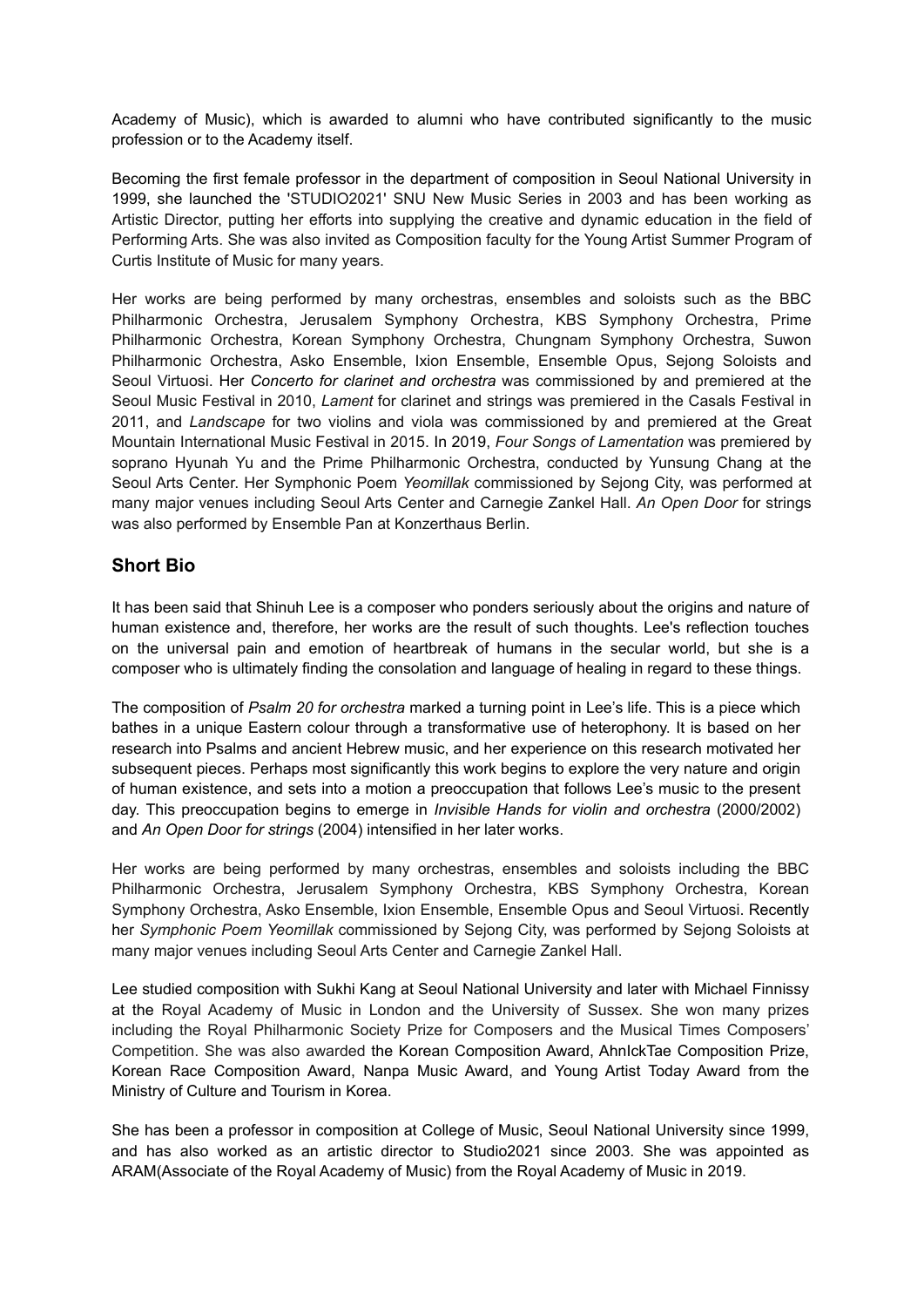Academy of Music), which is awarded to alumni who have contributed significantly to the music profession or to the Academy itself.

Becoming the first female professor in the department of composition in Seoul National University in 1999, she launched the 'STUDIO2021' SNU New Music Series in 2003 and has been working as Artistic Director, putting her efforts into supplying the creative and dynamic education in the field of Performing Arts. She was also invited as Composition faculty for the Young Artist Summer Program of Curtis Institute of Music for many years.

Her works are being performed by many orchestras, ensembles and soloists such as the BBC Philharmonic Orchestra, Jerusalem Symphony Orchestra, KBS Symphony Orchestra, Prime Philharmonic Orchestra, Korean Symphony Orchestra, Chungnam Symphony Orchestra, Suwon Philharmonic Orchestra, Asko Ensemble, Ixion Ensemble, Ensemble Opus, Sejong Soloists and Seoul Virtuosi. Her *Concerto for clarinet and orchestra* was commissioned by and premiered at the Seoul Music Festival in 2010, *Lament* for clarinet and strings was premiered in the Casals Festival in 2011, and *Landscape* for two violins and viola was commissioned by and premiered at the Great Mountain International Music Festival in 2015. In 2019, *Four Songs of Lamentation* was premiered by soprano Hyunah Yu and the Prime Philharmonic Orchestra, conducted by Yunsung Chang at the Seoul Arts Center. Her Symphonic Poem *Yeomillak* commissioned by Sejong City, was performed at many major venues including Seoul Arts Center and Carnegie Zankel Hall. *An Open Door* for strings was also performed by Ensemble Pan at Konzerthaus Berlin.

## Short Bio

It has been said that Shinuh Lee is a composer who ponders seriously about the origins and nature of human existence and, therefore, her works are the result of such thoughts. Lee's reflection touches on the universal pain and emotion of heartbreak of humans in the secular world, but she is a composer who is ultimately finding the consolation and language of healing in regard to these things.

The composition of *Psalm 20 for orchestra* marked a turning point in Lee's life. This is a piece which bathes in a unique Eastern colour through a transformative use of heterophony. It is based on her research into Psalms and ancient Hebrew music, and her experience on this research motivated her subsequent pieces. Perhaps most significantly this work begins to explore the very nature and origin of human existence, and sets into a motion a preoccupation that follows Lee's music to the present day. This preoccupation begins to emerge in *Invisible Hands for violin and orchestra* (2000/2002) and *An Open Door for strings* (2004) intensified in her later works.

Her works are being performed by many orchestras, ensembles and soloists including the BBC Philharmonic Orchestra, Jerusalem Symphony Orchestra, KBS Symphony Orchestra, Korean Symphony Orchestra, Asko Ensemble, Ixion Ensemble, Ensemble Opus and Seoul Virtuosi. Recently her *Symphonic Poem Yeomillak* commissioned by Sejong City, was performed by Sejong Soloists at many major venues including Seoul Arts Center and Carnegie Zankel Hall.

Lee studied composition with Sukhi Kang at Seoul National University and later with Michael Finnissy at the Royal Academy of Music in London and the University of Sussex. She won many prizes including the Royal Philharmonic Society Prize for Composers and the Musical Times Composers' Competition. She was also awarded the Korean Composition Award, AhnIckTae Composition Prize, Korean Race Composition Award, Nanpa Music Award, and Young Artist Today Award from the Ministry of Culture and Tourism in Korea.

She has been a professor in composition at College of Music, Seoul National University since 1999, and has also worked as an artistic director to Studio2021 since 2003. She was appointed as ARAM(Associate of the Royal Academy of Music) from the Royal Academy of Music in 2019.